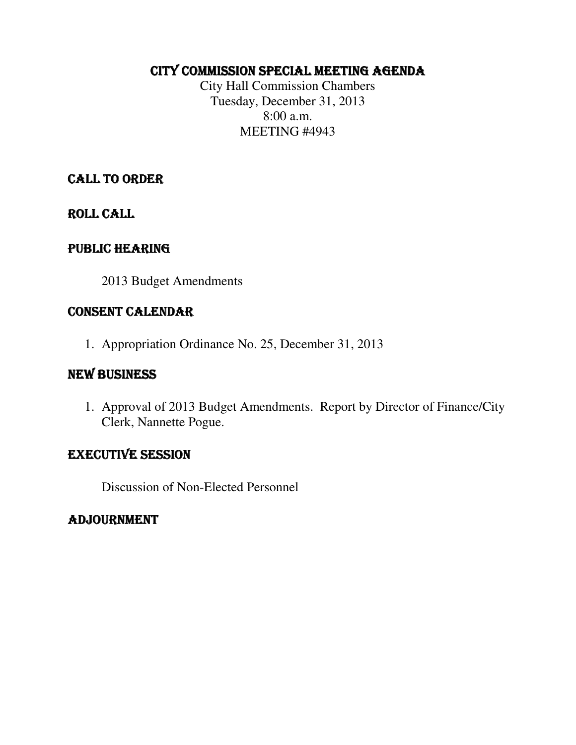# CITY COMMISSION SPECIAL MEETING AGENDA

City Hall Commission Chambers
Tuesday, December 31, 2013
8:00 a.m.
MEETING #4943

## CALL TO ORDER

## ROLL CALL

## PUBLIC HEARING

2013 Budget Amendments

## CONSENT CALENDAR

1. Appropriation Ordinance No. 25, December 31, 2013

## NEW BUSINESS

1. Approval of 2013 Budget Amendments. Report by Director of Finance/City Clerk, Nannette Pogue.

## EXECUTIVE SESSION

Discussion of Non-Elected Personnel

## ADJOURNMENT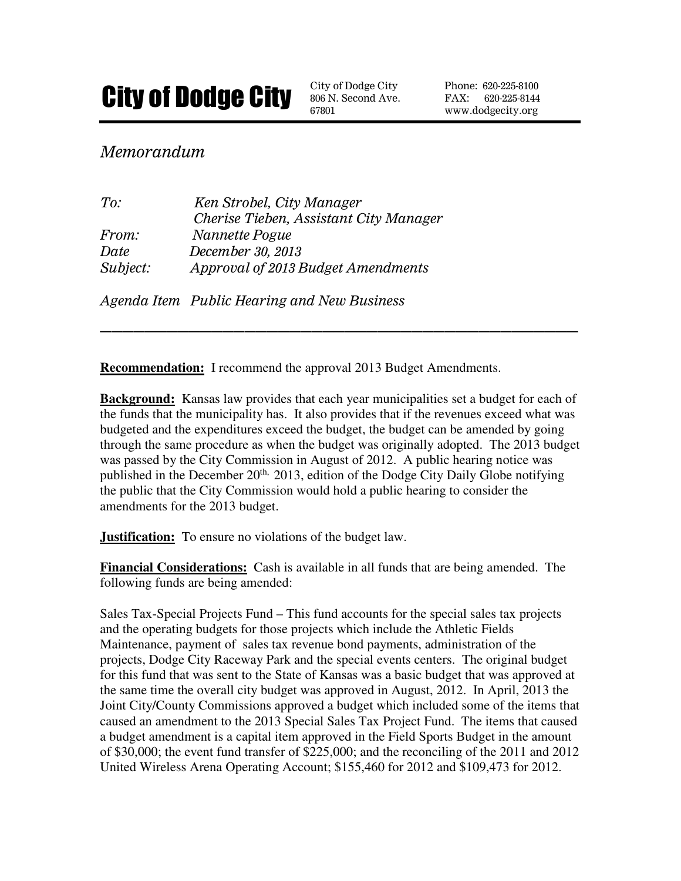# City of Dodge City

City of Dodge City
806 N. Second Ave.
67801

Phone: 620-225-8100
FAX: 620-225-8144
www.dodgecity.org

*Memorandum*

*To:* *Ken Strobel, City Manager*
*Cherise Tieben, Assistant City Manager*
*From:* *Nannette Pogue*
*Date* *December 30, 2013*
*Subject:* *Approval of 2013 Budget Amendments*

*Agenda Item Public Hearing and New Business*

---

**Recommendation:** I recommend the approval 2013 Budget Amendments.

**Background:** Kansas law provides that each year municipalities set a budget for each of the funds that the municipality has. It also provides that if the revenues exceed what was budgeted and the expenditures exceed the budget, the budget can be amended by going through the same procedure as when the budget was originally adopted. The 2013 budget was passed by the City Commission in August of 2012. A public hearing notice was published in the December 20th, 2013, edition of the Dodge City Daily Globe notifying the public that the City Commission would hold a public hearing to consider the amendments for the 2013 budget.

**Justification:** To ensure no violations of the budget law.

**Financial Considerations:** Cash is available in all funds that are being amended. The following funds are being amended:

Sales Tax-Special Projects Fund – This fund accounts for the special sales tax projects and the operating budgets for those projects which include the Athletic Fields Maintenance, payment of sales tax revenue bond payments, administration of the projects, Dodge City Raceway Park and the special events centers. The original budget for this fund that was sent to the State of Kansas was a basic budget that was approved at the same time the overall city budget was approved in August, 2012. In April, 2013 the Joint City/County Commissions approved a budget which included some of the items that caused an amendment to the 2013 Special Sales Tax Project Fund. The items that caused a budget amendment is a capital item approved in the Field Sports Budget in the amount of $30,000; the event fund transfer of $225,000; and the reconciling of the 2011 and 2012 United Wireless Arena Operating Account; $155,460 for 2012 and $109,473 for 2012.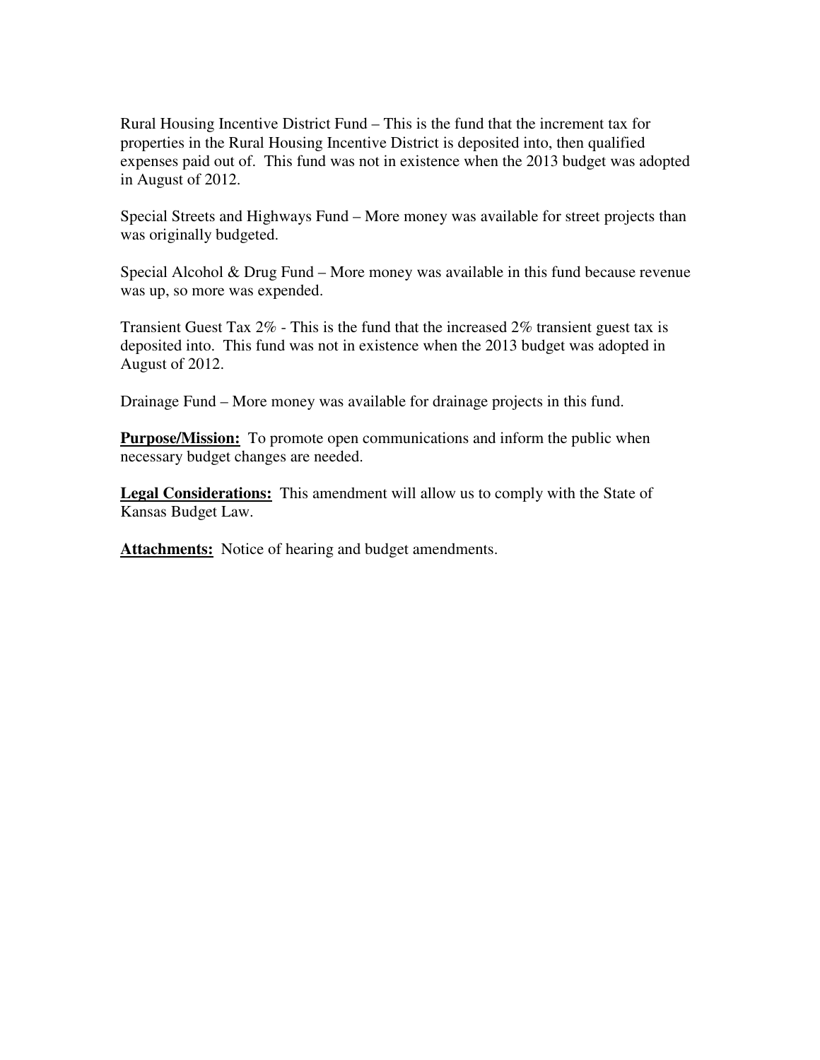Rural Housing Incentive District Fund – This is the fund that the increment tax for properties in the Rural Housing Incentive District is deposited into, then qualified expenses paid out of. This fund was not in existence when the 2013 budget was adopted in August of 2012.

Special Streets and Highways Fund – More money was available for street projects than was originally budgeted.

Special Alcohol & Drug Fund – More money was available in this fund because revenue was up, so more was expended.

Transient Guest Tax 2% - This is the fund that the increased 2% transient guest tax is deposited into. This fund was not in existence when the 2013 budget was adopted in August of 2012.

Drainage Fund – More money was available for drainage projects in this fund.

**Purpose/Mission:** To promote open communications and inform the public when necessary budget changes are needed.

**Legal Considerations:** This amendment will allow us to comply with the State of Kansas Budget Law.

**Attachments:** Notice of hearing and budget amendments.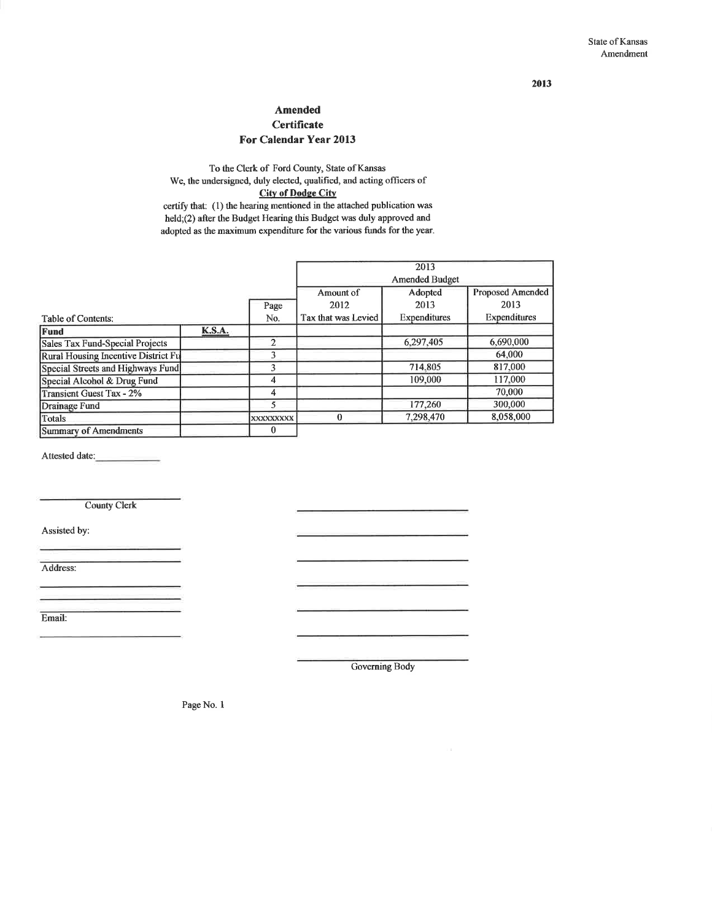State of Kansas
Amendment

2013

# Amended
## Certificate
## For Calendar Year 2013

To the Clerk of Ford County, State of Kansas
We, the undersigned, duly elected, qualified, and acting officers of
**City of Dodge City**
certify that: (1) the hearing mentioned in the attached publication was held;(2) after the Budget Hearing this Budget was duly approved and adopted as the maximum expenditure for the various funds for the year.

| | | | 2013 Amended Budget | | |
|---|---|---|---|---|---|
| Table of Contents: | | Page No. | Amount of 2012 Tax that was Levied | Adopted 2013 Expenditures | Proposed Amended 2013 Expenditures |
| **Fund** | **K.S.A.** | | | | |
| Sales Tax Fund-Special Projects | | 2 | | 6,297,405 | 6,690,000 |
| Rural Housing Incentive District Fu | | 3 | | | 64,000 |
| Special Streets and Highways Fund | | 3 | | 714,805 | 817,000 |
| Special Alcohol & Drug Fund | | 4 | | 109,000 | 117,000 |
| Transient Guest Tax - 2% | | 4 | | | 70,000 |
| Drainage Fund | | 5 | | 177,260 | 300,000 |
| Totals | | xxxxxxxxx | 0 | 7,298,470 | 8,058,000 |
| Summary of Amendments | | 0 | | | |

Attested date:____________

______________________
County Clerk

Assisted by:

______________________

______________________
Address:

______________________

______________________

______________________
Email:

______________________

______________________

______________________

______________________

______________________

______________________

______________________

______________________
Governing Body

Page No. 1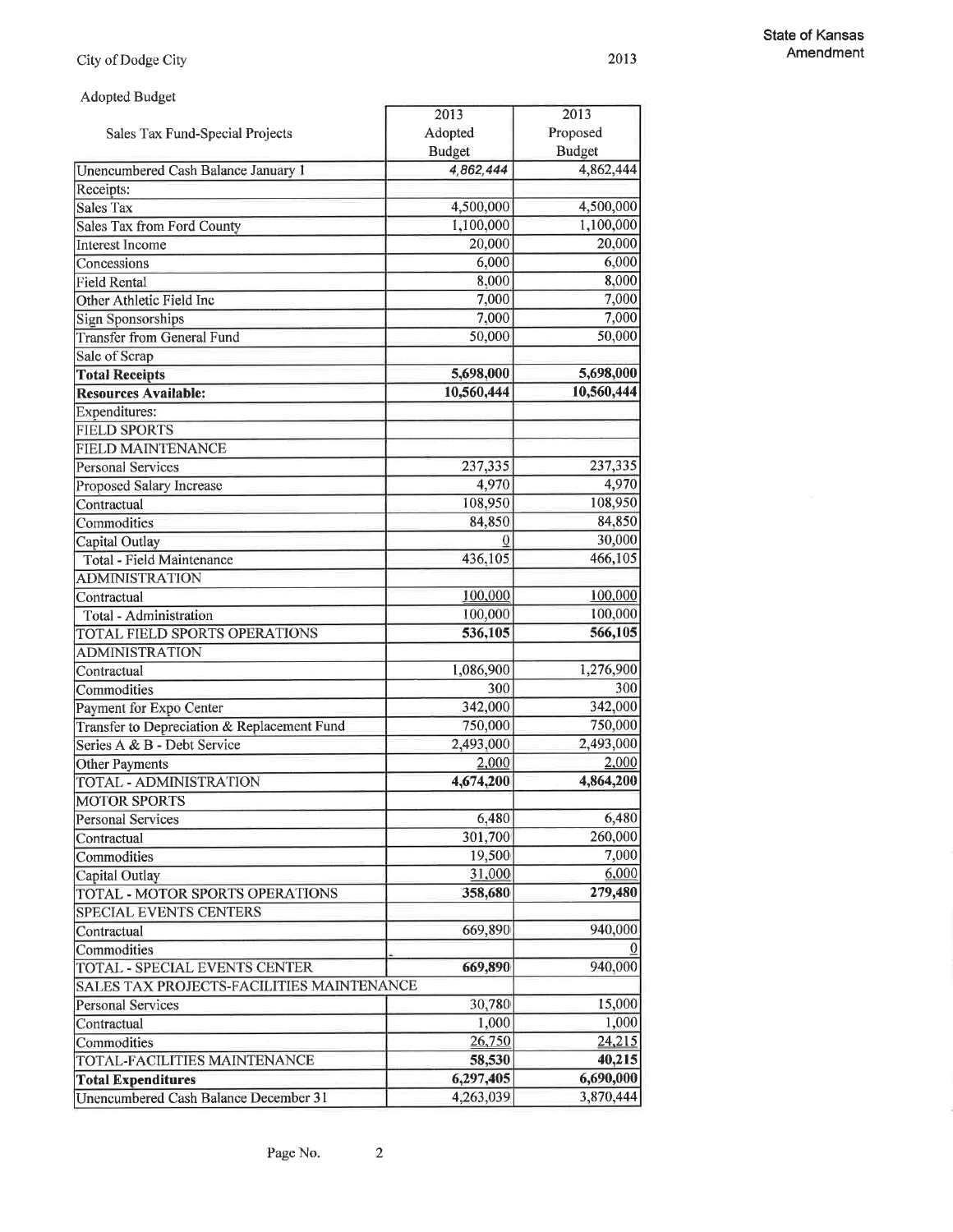City of Dodge City

2013

State of Kansas
Amendment

Adopted Budget

| Sales Tax Fund-Special Projects | 2013 Adopted Budget | 2013 Proposed Budget |
|---|---|---|
| Unencumbered Cash Balance January 1 | 4,862,444 | 4,862,444 |
| Receipts: | | |
| Sales Tax | 4,500,000 | 4,500,000 |
| Sales Tax from Ford County | 1,100,000 | 1,100,000 |
| Interest Income | 20,000 | 20,000 |
| Concessions | 6,000 | 6,000 |
| Field Rental | 8,000 | 8,000 |
| Other Athletic Field Inc | 7,000 | 7,000 |
| Sign Sponsorships | 7,000 | 7,000 |
| Transfer from General Fund | 50,000 | 50,000 |
| Sale of Scrap | | |
| **Total Receipts** | **5,698,000** | **5,698,000** |
| **Resources Available:** | **10,560,444** | **10,560,444** |
| Expenditures: | | |
| FIELD SPORTS | | |
| FIELD MAINTENANCE | | |
| Personal Services | 237,335 | 237,335 |
| Proposed Salary Increase | 4,970 | 4,970 |
| Contractual | 108,950 | 108,950 |
| Commodities | 84,850 | 84,850 |
| Capital Outlay | 0 | 30,000 |
| Total - Field Maintenance | 436,105 | 466,105 |
| ADMINISTRATION | | |
| Contractual | 100,000 | 100,000 |
| Total - Administration | 100,000 | 100,000 |
| TOTAL FIELD SPORTS OPERATIONS | **536,105** | **566,105** |
| ADMINISTRATION | | |
| Contractual | 1,086,900 | 1,276,900 |
| Commodities | 300 | 300 |
| Payment for Expo Center | 342,000 | 342,000 |
| Transfer to Depreciation & Replacement Fund | 750,000 | 750,000 |
| Series A & B - Debt Service | 2,493,000 | 2,493,000 |
| Other Payments | 2,000 | 2,000 |
| TOTAL - ADMINISTRATION | **4,674,200** | **4,864,200** |
| MOTOR SPORTS | | |
| Personal Services | 6,480 | 6,480 |
| Contractual | 301,700 | 260,000 |
| Commodities | 19,500 | 7,000 |
| Capital Outlay | 31,000 | 6,000 |
| TOTAL - MOTOR SPORTS OPERATIONS | **358,680** | **279,480** |
| SPECIAL EVENTS CENTERS | | |
| Contractual | 669,890 | 940,000 |
| Commodities | - | 0 |
| TOTAL - SPECIAL EVENTS CENTER | **669,890** | 940,000 |
| SALES TAX PROJECTS-FACILITIES MAINTENANCE | | |
| Personal Services | 30,780 | 15,000 |
| Contractual | 1,000 | 1,000 |
| Commodities | 26,750 | 24,215 |
| TOTAL-FACILITIES MAINTENANCE | **58,530** | **40,215** |
| **Total Expenditures** | **6,297,405** | **6,690,000** |
| Unencumbered Cash Balance December 31 | 4,263,039 | 3,870,444 |

Page No. 2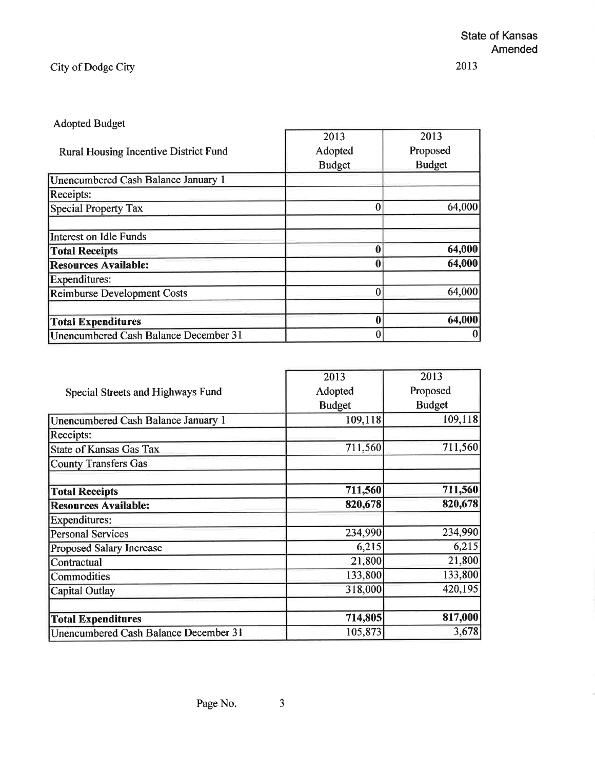State of Kansas
Amended

City of Dodge City

2013

Adopted Budget

| Rural Housing Incentive District Fund | 2013 Adopted Budget | 2013 Proposed Budget |
|---|---|---|
| Unencumbered Cash Balance January 1 | | |
| Receipts: | | |
| Special Property Tax | 0 | 64,000 |
| | | |
| Interest on Idle Funds | | |
| **Total Receipts** | **0** | **64,000** |
| **Resources Available:** | **0** | **64,000** |
| Expenditures: | | |
| Reimburse Development Costs | 0 | 64,000 |
| | | |
| **Total Expenditures** | **0** | **64,000** |
| Unencumbered Cash Balance December 31 | 0 | 0 |

| Special Streets and Highways Fund | 2013 Adopted Budget | 2013 Proposed Budget |
|---|---|---|
| Unencumbered Cash Balance January 1 | 109,118 | 109,118 |
| Receipts: | | |
| State of Kansas Gas Tax | 711,560 | 711,560 |
| County Transfers Gas | | |
| | | |
| **Total Receipts** | **711,560** | **711,560** |
| **Resources Available:** | **820,678** | **820,678** |
| Expenditures: | | |
| Personal Services | 234,990 | 234,990 |
| Proposed Salary Increase | 6,215 | 6,215 |
| Contractual | 21,800 | 21,800 |
| Commodities | 133,800 | 133,800 |
| Capital Outlay | 318,000 | 420,195 |
| | | |
| **Total Expenditures** | **714,805** | **817,000** |
| Unencumbered Cash Balance December 31 | 105,873 | 3,678 |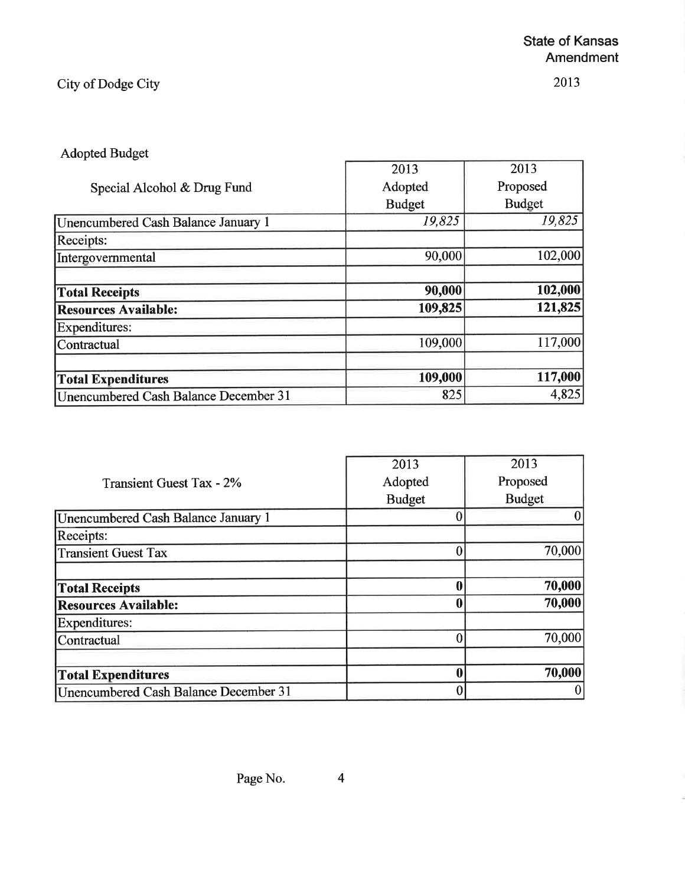State of Kansas
Amendment

City of Dodge City

2013

Adopted Budget

| Special Alcohol & Drug Fund | 2013 Adopted Budget | 2013 Proposed Budget |
|---|---|---|
| Unencumbered Cash Balance January 1 | *19,825* | *19,825* |
| Receipts: | | |
| Intergovernmental | 90,000 | 102,000 |
| | | |
| **Total Receipts** | **90,000** | **102,000** |
| **Resources Available:** | **109,825** | **121,825** |
| Expenditures: | | |
| Contractual | 109,000 | 117,000 |
| | | |
| **Total Expenditures** | **109,000** | **117,000** |
| Unencumbered Cash Balance December 31 | 825 | 4,825 |

| Transient Guest Tax - 2% | 2013 Adopted Budget | 2013 Proposed Budget |
|---|---|---|
| Unencumbered Cash Balance January 1 | 0 | 0 |
| Receipts: | | |
| Transient Guest Tax | 0 | 70,000 |
| | | |
| **Total Receipts** | **0** | **70,000** |
| **Resources Available:** | **0** | **70,000** |
| Expenditures: | | |
| Contractual | 0 | 70,000 |
| | | |
| **Total Expenditures** | **0** | **70,000** |
| Unencumbered Cash Balance December 31 | 0 | 0 |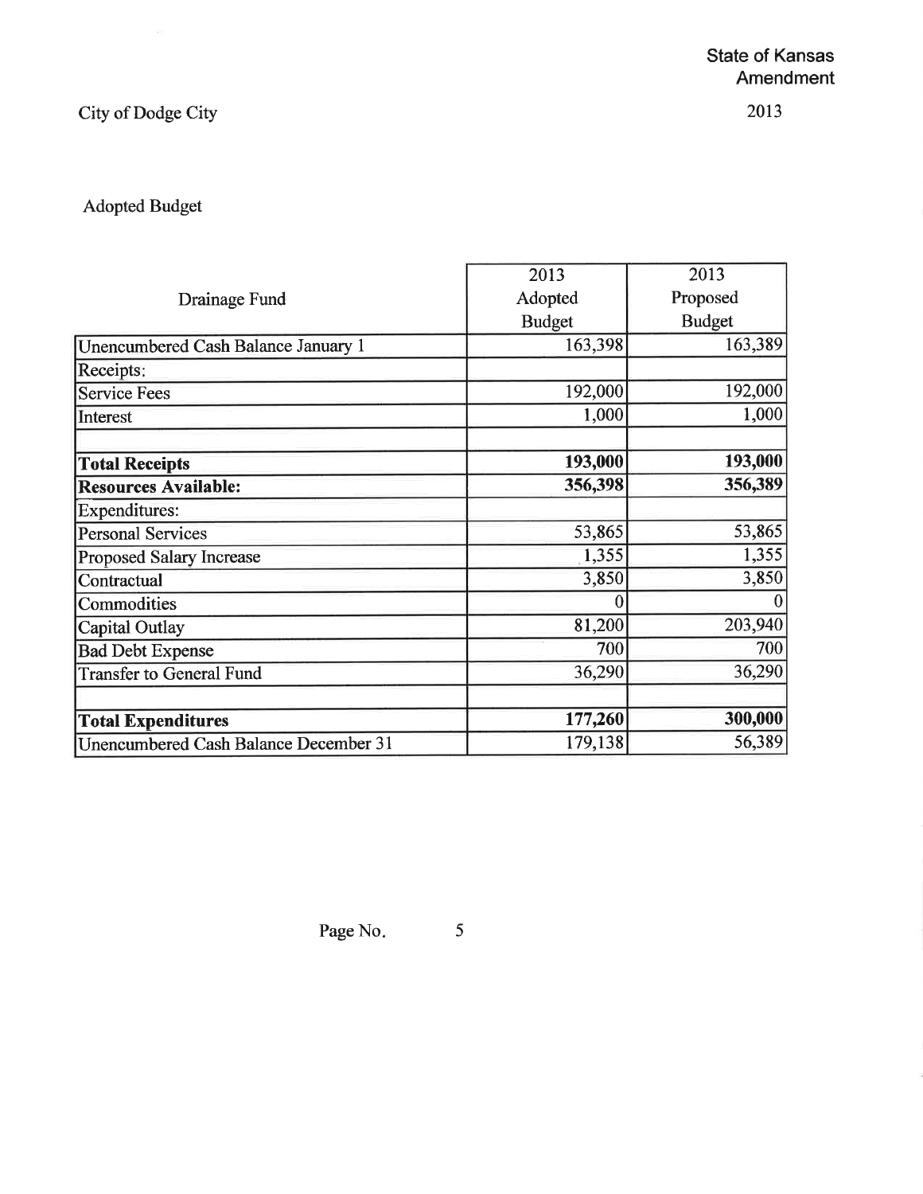State of Kansas
Amendment

City of Dodge City

2013

Adopted Budget

| Drainage Fund | 2013 Adopted Budget | 2013 Proposed Budget |
|---|---|---|
| Unencumbered Cash Balance January 1 | 163,398 | 163,389 |
| Receipts: | | |
| Service Fees | 192,000 | 192,000 |
| Interest | 1,000 | 1,000 |
| | | |
| **Total Receipts** | **193,000** | **193,000** |
| **Resources Available:** | **356,398** | **356,389** |
| Expenditures: | | |
| Personal Services | 53,865 | 53,865 |
| Proposed Salary Increase | 1,355 | 1,355 |
| Contractual | 3,850 | 3,850 |
| Commodities | 0 | 0 |
| Capital Outlay | 81,200 | 203,940 |
| Bad Debt Expense | 700 | 700 |
| Transfer to General Fund | 36,290 | 36,290 |
| | | |
| **Total Expenditures** | **177,260** | **300,000** |
| Unencumbered Cash Balance December 31 | 179,138 | 56,389 |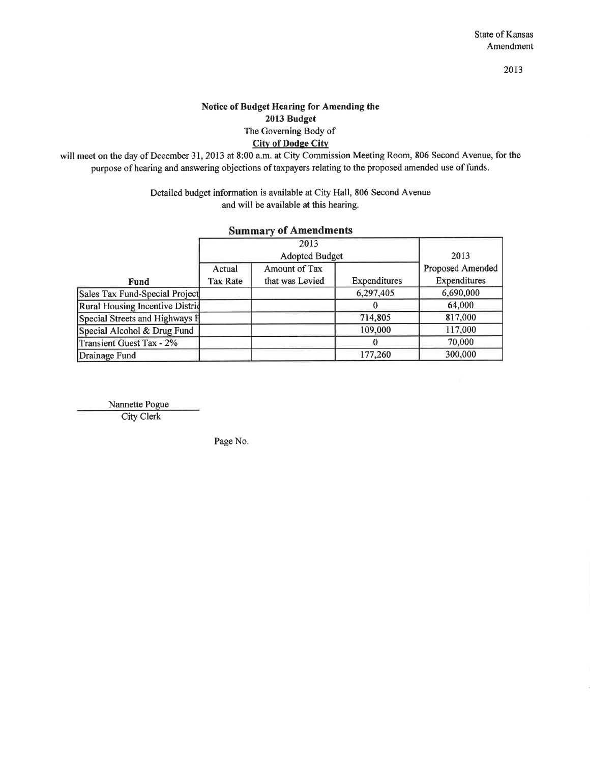State of Kansas
Amendment

2013

**Notice of Budget Hearing for Amending the**
**2013 Budget**
The Governing Body of
**City of Dodge City**

will meet on the day of December 31, 2013 at 8:00 a.m. at City Commission Meeting Room, 806 Second Avenue, for the purpose of hearing and answering objections of taxpayers relating to the proposed amended use of funds.

Detailed budget information is available at City Hall, 806 Second Avenue and will be available at this hearing.

## Summary of Amendments

| | 2013 Adopted Budget | | | 2013 |
|---|---|---|---|---|
| Fund | Actual Tax Rate | Amount of Tax that was Levied | Expenditures | Proposed Amended Expenditures |
| Sales Tax Fund-Special Project | | | 6,297,405 | 6,690,000 |
| Rural Housing Incentive Distric | | | 0 | 64,000 |
| Special Streets and Highways F | | | 714,805 | 817,000 |
| Special Alcohol & Drug Fund | | | 109,000 | 117,000 |
| Transient Guest Tax - 2% | | | 0 | 70,000 |
| Drainage Fund | | | 177,260 | 300,000 |

Nannette Pogue
City Clerk

Page No.